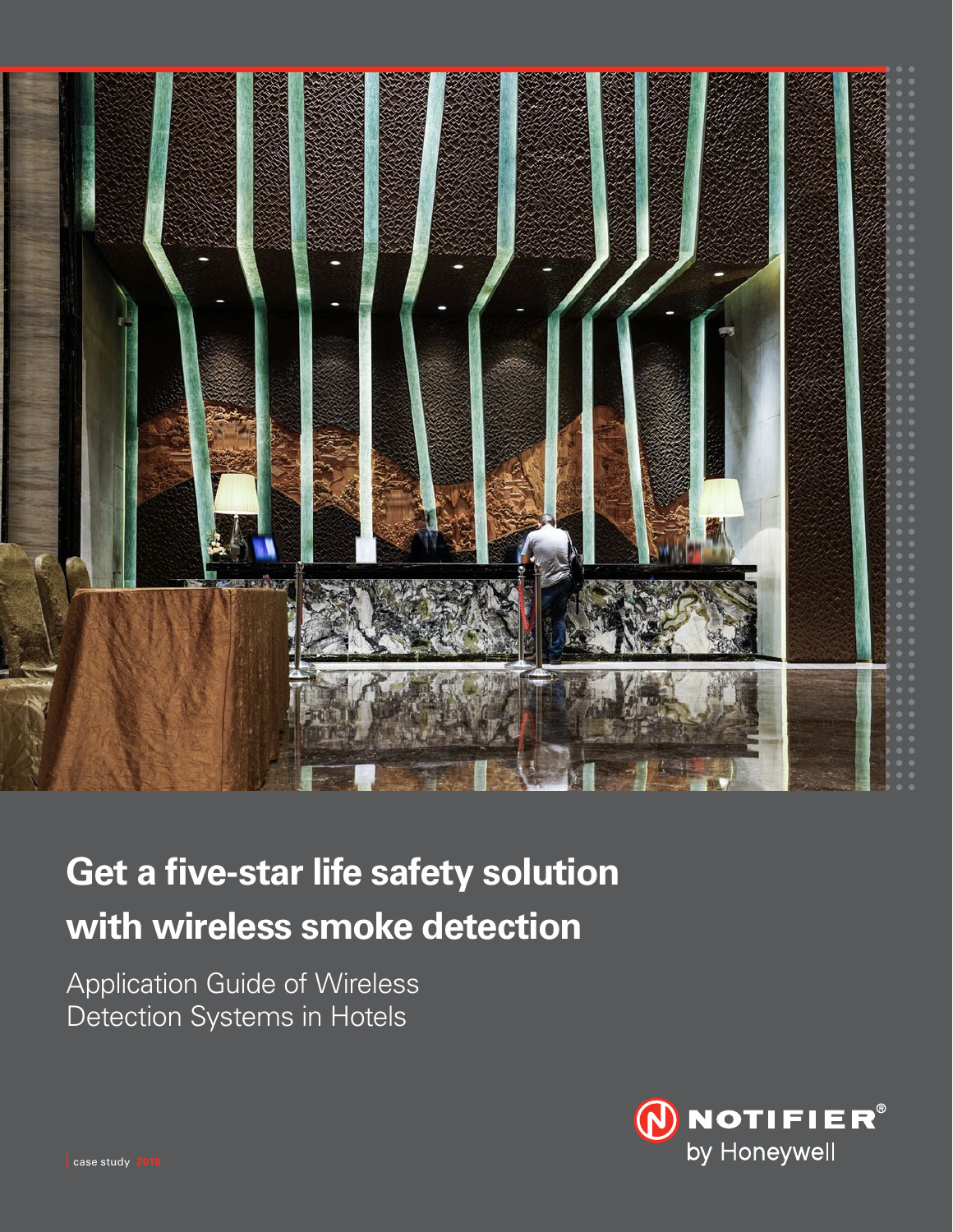# Get a five-star life safety solution with wireless smoke detection

Application Guide of Wireless Detection Systems in Hotels

NOTIFIER® by Honeywell

case study 2019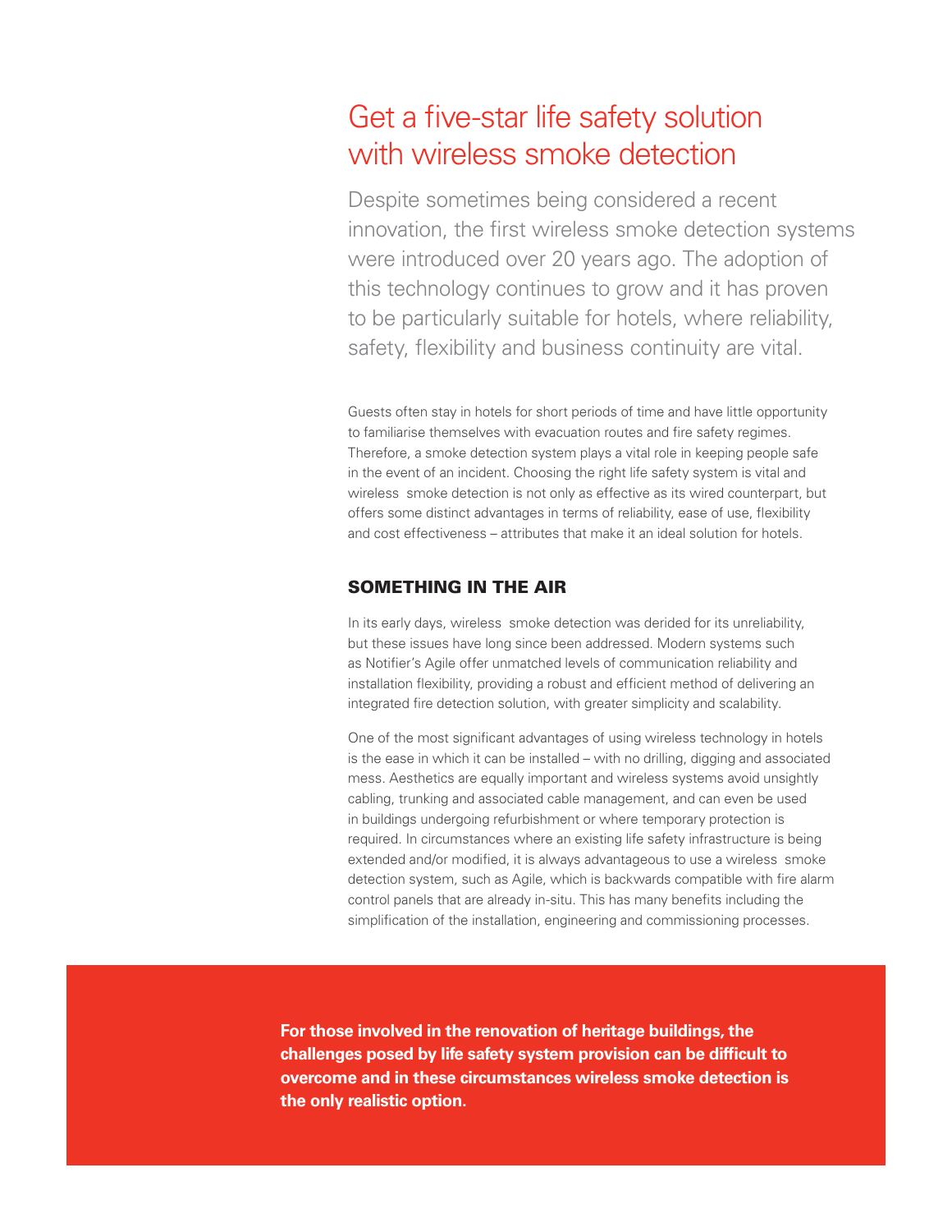# Get a five-star life safety solution with wireless smoke detection

Despite sometimes being considered a recent innovation, the first wireless smoke detection systems were introduced over 20 years ago. The adoption of this technology continues to grow and it has proven to be particularly suitable for hotels, where reliability, safety, flexibility and business continuity are vital.

Guests often stay in hotels for short periods of time and have little opportunity to familiarise themselves with evacuation routes and fire safety regimes. Therefore, a smoke detection system plays a vital role in keeping people safe in the event of an incident. Choosing the right life safety system is vital and wireless smoke detection is not only as effective as its wired counterpart, but offers some distinct advantages in terms of reliability, ease of use, flexibility and cost effectiveness – attributes that make it an ideal solution for hotels.

## SOMETHING IN THE AIR

In its early days, wireless smoke detection was derided for its unreliability, but these issues have long since been addressed. Modern systems such as Notifier's Agile offer unmatched levels of communication reliability and installation flexibility, providing a robust and efficient method of delivering an integrated fire detection solution, with greater simplicity and scalability.

One of the most significant advantages of using wireless technology in hotels is the ease in which it can be installed – with no drilling, digging and associated mess. Aesthetics are equally important and wireless systems avoid unsightly cabling, trunking and associated cable management, and can even be used in buildings undergoing refurbishment or where temporary protection is required. In circumstances where an existing life safety infrastructure is being extended and/or modified, it is always advantageous to use a wireless smoke detection system, such as Agile, which is backwards compatible with fire alarm control panels that are already in-situ. This has many benefits including the simplification of the installation, engineering and commissioning processes.

**For those involved in the renovation of heritage buildings, the challenges posed by life safety system provision can be difficult to overcome and in these circumstances wireless smoke detection is the only realistic option.**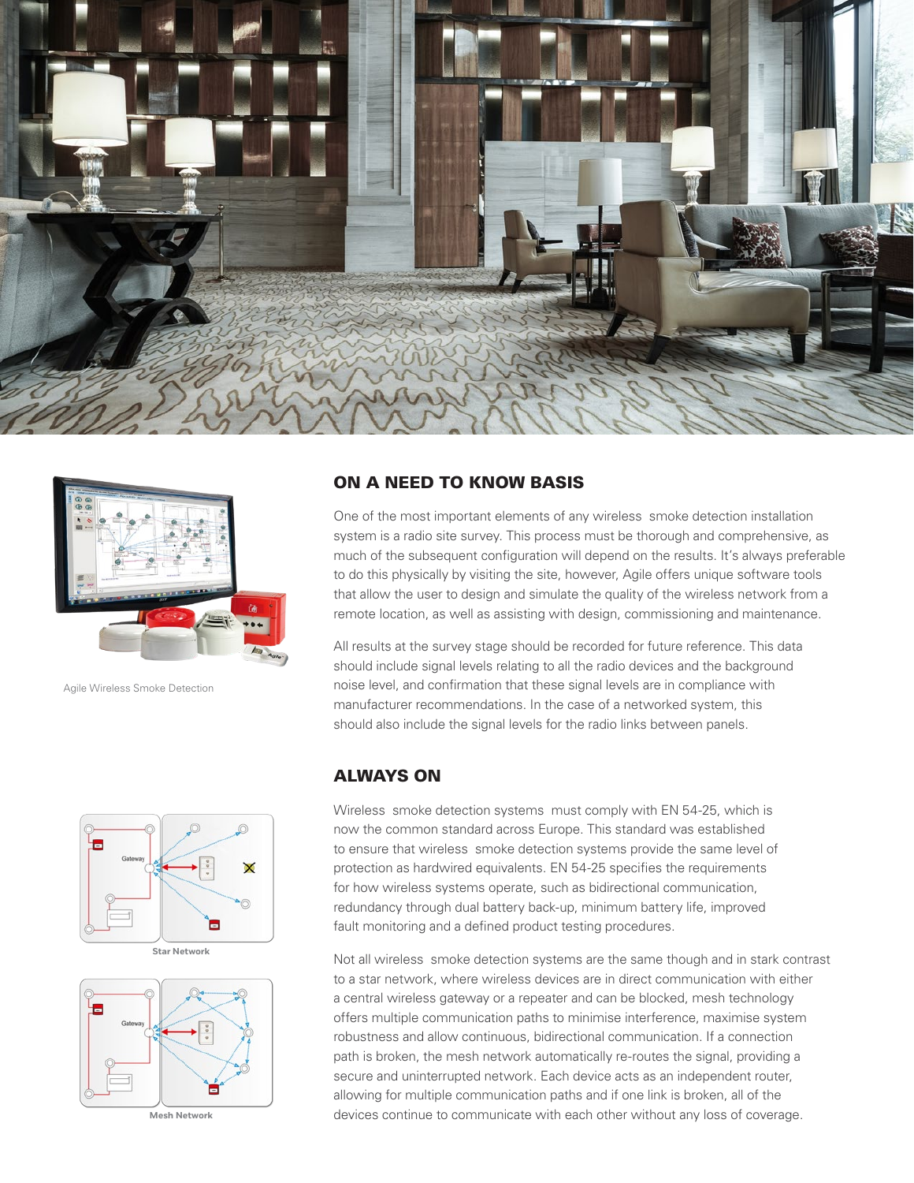Agile Wireless Smoke Detection

## ON A NEED TO KNOW BASIS

One of the most important elements of any wireless smoke detection installation system is a radio site survey. This process must be thorough and comprehensive, as much of the subsequent configuration will depend on the results. It's always preferable to do this physically by visiting the site, however, Agile offers unique software tools that allow the user to design and simulate the quality of the wireless network from a remote location, as well as assisting with design, commissioning and maintenance.

All results at the survey stage should be recorded for future reference. This data should include signal levels relating to all the radio devices and the background noise level, and confirmation that these signal levels are in compliance with manufacturer recommendations. In the case of a networked system, this should also include the signal levels for the radio links between panels.

## ALWAYS ON

Star Network

Mesh Network

Wireless smoke detection systems must comply with EN 54-25, which is now the common standard across Europe. This standard was established to ensure that wireless smoke detection systems provide the same level of protection as hardwired equivalents. EN 54-25 specifies the requirements for how wireless systems operate, such as bidirectional communication, redundancy through dual battery back-up, minimum battery life, improved fault monitoring and a defined product testing procedures.

Not all wireless smoke detection systems are the same though and in stark contrast to a star network, where wireless devices are in direct communication with either a central wireless gateway or a repeater and can be blocked, mesh technology offers multiple communication paths to minimise interference, maximise system robustness and allow continuous, bidirectional communication. If a connection path is broken, the mesh network automatically re-routes the signal, providing a secure and uninterrupted network. Each device acts as an independent router, allowing for multiple communication paths and if one link is broken, all of the devices continue to communicate with each other without any loss of coverage.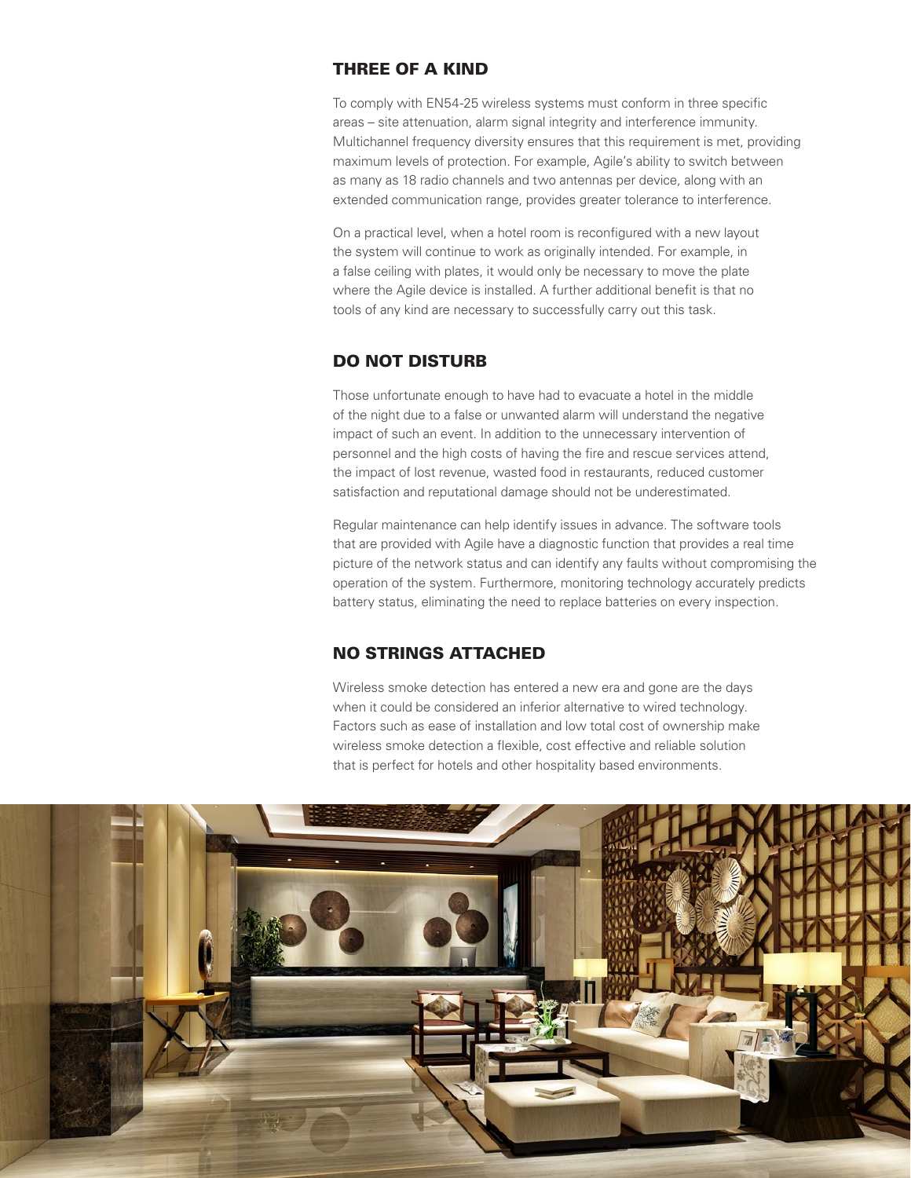## THREE OF A KIND

To comply with EN54-25 wireless systems must conform in three specific areas – site attenuation, alarm signal integrity and interference immunity. Multichannel frequency diversity ensures that this requirement is met, providing maximum levels of protection. For example, Agile's ability to switch between as many as 18 radio channels and two antennas per device, along with an extended communication range, provides greater tolerance to interference.

On a practical level, when a hotel room is reconfigured with a new layout the system will continue to work as originally intended. For example, in a false ceiling with plates, it would only be necessary to move the plate where the Agile device is installed. A further additional benefit is that no tools of any kind are necessary to successfully carry out this task.

## DO NOT DISTURB

Those unfortunate enough to have had to evacuate a hotel in the middle of the night due to a false or unwanted alarm will understand the negative impact of such an event. In addition to the unnecessary intervention of personnel and the high costs of having the fire and rescue services attend, the impact of lost revenue, wasted food in restaurants, reduced customer satisfaction and reputational damage should not be underestimated.

Regular maintenance can help identify issues in advance. The software tools that are provided with Agile have a diagnostic function that provides a real time picture of the network status and can identify any faults without compromising the operation of the system. Furthermore, monitoring technology accurately predicts battery status, eliminating the need to replace batteries on every inspection.

## NO STRINGS ATTACHED

Wireless smoke detection has entered a new era and gone are the days when it could be considered an inferior alternative to wired technology. Factors such as ease of installation and low total cost of ownership make wireless smoke detection a flexible, cost effective and reliable solution that is perfect for hotels and other hospitality based environments.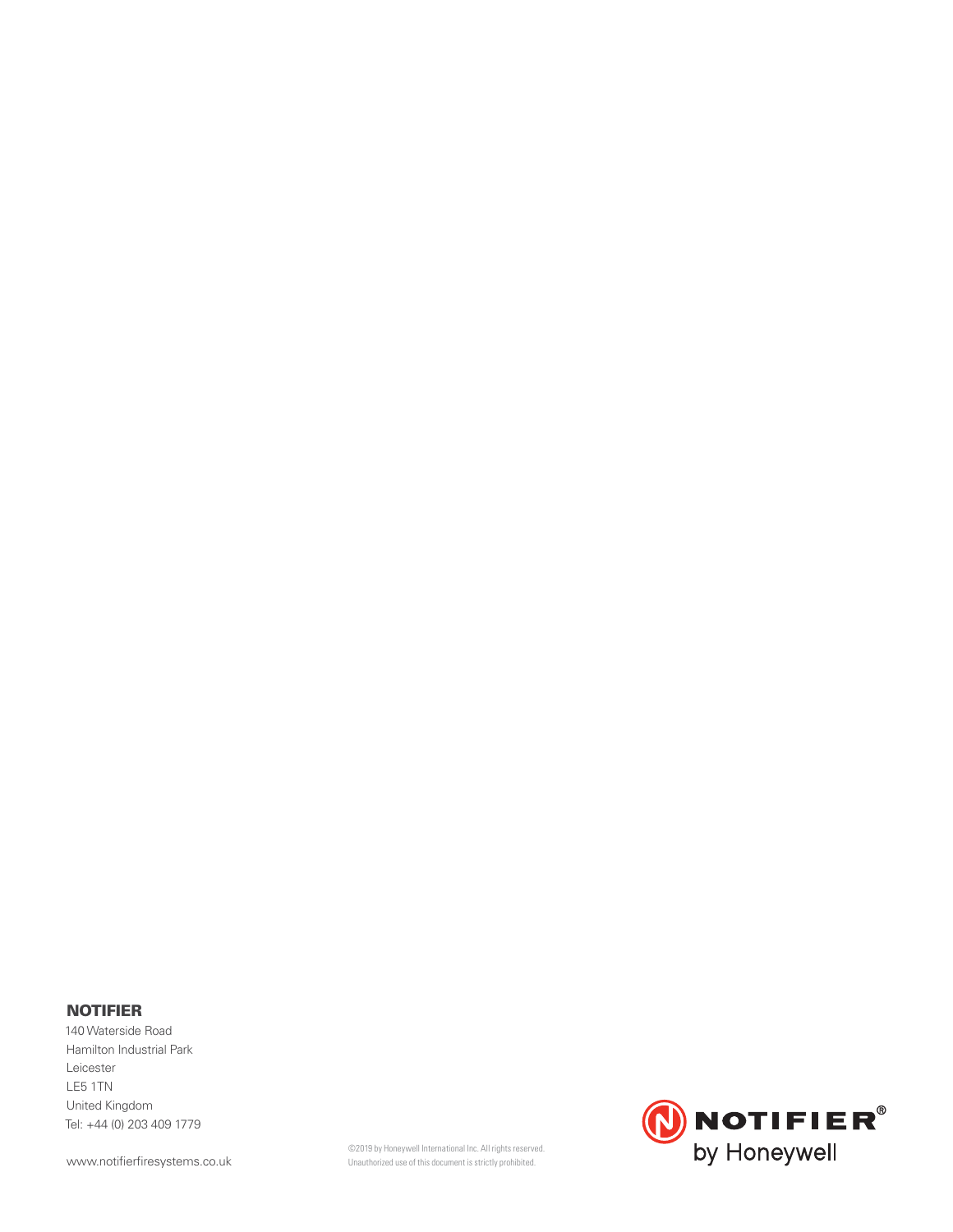**NOTIFIER**

140 Waterside Road
Hamilton Industrial Park
Leicester
LE5 1TN
United Kingdom
Tel: +44 (0) 203 409 1779

www.notifierfiresystems.co.uk

©2019 by Honeywell International Inc. All rights reserved.
Unauthorized use of this document is strictly prohibited.

NOTIFIER®
by Honeywell